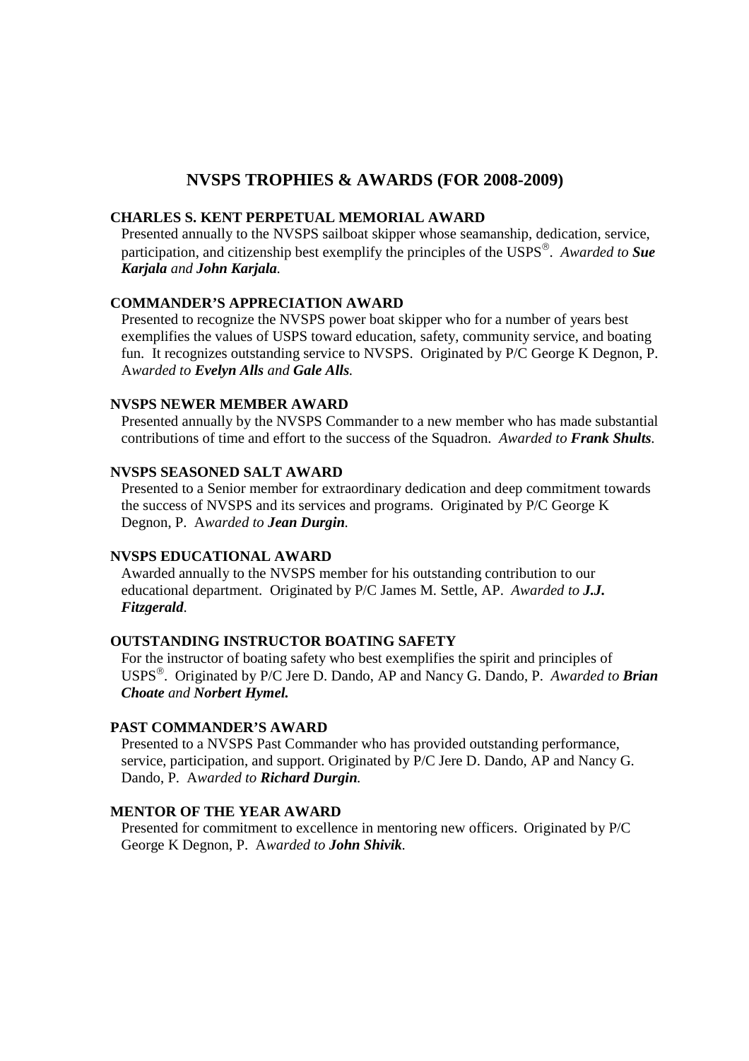# NVSPS TROPHIES & AWARDS (FOR 2008-2009)

### CHARLES S. KENT PERPETUAL MEMORIAL AWARD

Presented annually to the NVSPS sailboat skipper whose seamanship, dedication, service, participation, and citizenship best exemplify the principles of the USPS®. *Awarded to **Sue Karjala** and **John Karjala**.*

### COMMANDER'S APPRECIATION AWARD

Presented to recognize the NVSPS power boat skipper who for a number of years best exemplifies the values of USPS toward education, safety, community service, and boating fun. It recognizes outstanding service to NVSPS. Originated by P/C George K Degnon, P. *Awarded to **Evelyn Alls** and **Gale Alls**.*

### NVSPS NEWER MEMBER AWARD

Presented annually by the NVSPS Commander to a new member who has made substantial contributions of time and effort to the success of the Squadron. *Awarded to **Frank Shults**.*

### NVSPS SEASONED SALT AWARD

Presented to a Senior member for extraordinary dedication and deep commitment towards the success of NVSPS and its services and programs. Originated by P/C George K Degnon, P. *Awarded to **Jean Durgin**.*

### NVSPS EDUCATIONAL AWARD

Awarded annually to the NVSPS member for his outstanding contribution to our educational department. Originated by P/C James M. Settle, AP. *Awarded to **J.J. Fitzgerald**.*

### OUTSTANDING INSTRUCTOR BOATING SAFETY

For the instructor of boating safety who best exemplifies the spirit and principles of USPS®. Originated by P/C Jere D. Dando, AP and Nancy G. Dando, P. *Awarded to **Brian Choate** and **Norbert Hymel.***

### PAST COMMANDER'S AWARD

Presented to a NVSPS Past Commander who has provided outstanding performance, service, participation, and support. Originated by P/C Jere D. Dando, AP and Nancy G. Dando, P. *Awarded to **Richard Durgin**.*

### MENTOR OF THE YEAR AWARD

Presented for commitment to excellence in mentoring new officers. Originated by P/C George K Degnon, P. *Awarded to **John Shivik**.*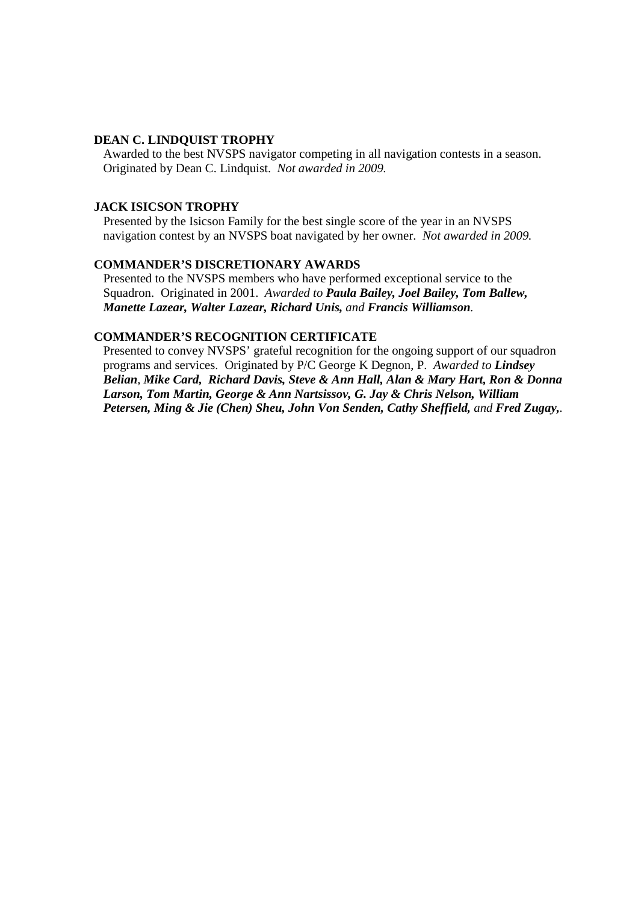**DEAN C. LINDQUIST TROPHY**

Awarded to the best NVSPS navigator competing in all navigation contests in a season. Originated by Dean C. Lindquist. *Not awarded in 2009.*

**JACK ISICSON TROPHY**

Presented by the Isicson Family for the best single score of the year in an NVSPS navigation contest by an NVSPS boat navigated by her owner. *Not awarded in 2009.*

**COMMANDER'S DISCRETIONARY AWARDS**

Presented to the NVSPS members who have performed exceptional service to the Squadron. Originated in 2001. *Awarded to **Paula Bailey, Joel Bailey, Tom Ballew, Manette Lazear, Walter Lazear, Richard Unis,** and **Francis Williamson**.*

**COMMANDER'S RECOGNITION CERTIFICATE**

Presented to convey NVSPS' grateful recognition for the ongoing support of our squadron programs and services. Originated by P/C George K Degnon, P. *Awarded to **Lindsey Belian**, **Mike Card, Richard Davis, Steve & Ann Hall, Alan & Mary Hart, Ron & Donna Larson, Tom Martin, George & Ann Nartsissov, G. Jay & Chris Nelson, William Petersen, Ming & Jie (Chen) Sheu, John Von Senden, Cathy Sheffield,** and **Fred Zugay,**.*